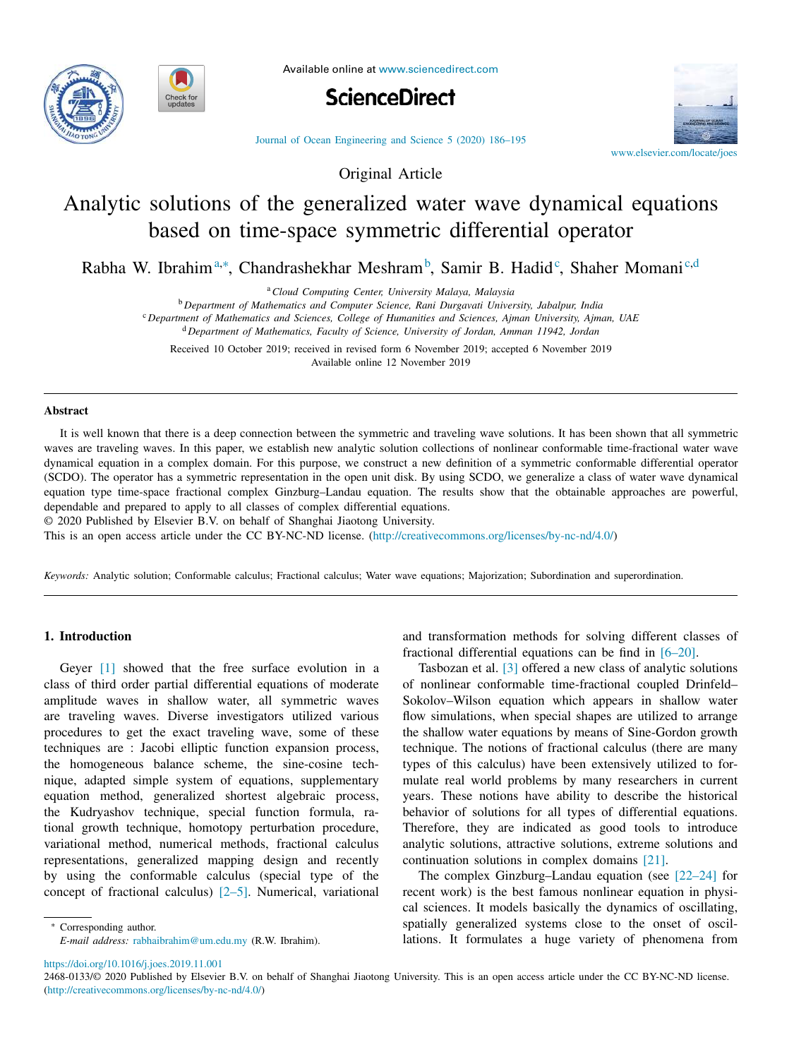Original Article

# Analytic solutions of the generalized water wave dynamical equations based on time-space symmetric differential operator

Rabha W. Ibrahim[a,*], Chandrashekhar Meshram[b], Samir B. Hadid[c], Shaher Momani[c,d]

[a] Cloud Computing Center, University Malaya, Malaysia

[b] Department of Mathematics and Computer Science, Rani Durgavati University, Jabalpur, India

[c] Department of Mathematics and Sciences, College of Humanities and Sciences, Ajman University, Ajman, UAE

[d] Department of Mathematics, Faculty of Science, University of Jordan, Amman 11942, Jordan

Received 10 October 2019; received in revised form 6 November 2019; accepted 6 November 2019

Available online 12 November 2019

## Abstract

It is well known that there is a deep connection between the symmetric and traveling wave solutions. It has been shown that all symmetric waves are traveling waves. In this paper, we establish new analytic solution collections of nonlinear conformable time-fractional water wave dynamical equation in a complex domain. For this purpose, we construct a new definition of a symmetric conformable differential operator (SCDO). The operator has a symmetric representation in the open unit disk. By using SCDO, we generalize a class of water wave dynamical equation type time-space fractional complex Ginzburg–Landau equation. The results show that the obtainable approaches are powerful, dependable and prepared to apply to all classes of complex differential equations.

© 2020 Published by Elsevier B.V. on behalf of Shanghai Jiaotong University.

This is an open access article under the CC BY-NC-ND license. (http://creativecommons.org/licenses/by-nc-nd/4.0/)

*Keywords:* Analytic solution; Conformable calculus; Fractional calculus; Water wave equations; Majorization; Subordination and superordination.

## 1. Introduction

Geyer [1] showed that the free surface evolution in a class of third order partial differential equations of moderate amplitude waves in shallow water, all symmetric waves are traveling waves. Diverse investigators utilized various procedures to get the exact traveling wave, some of these techniques are : Jacobi elliptic function expansion process, the homogeneous balance scheme, the sine-cosine technique, adapted simple system of equations, supplementary equation method, generalized shortest algebraic process, the Kudryashov technique, special function formula, rational growth technique, homotopy perturbation procedure, variational method, numerical methods, fractional calculus representations, generalized mapping design and recently by using the conformable calculus (special type of the concept of fractional calculus) [2–5]. Numerical, variational and transformation methods for solving different classes of fractional differential equations can be find in [6–20].

Tasbozan et al. [3] offered a new class of analytic solutions of nonlinear conformable time-fractional coupled Drinfeld–Sokolov–Wilson equation which appears in shallow water flow simulations, when special shapes are utilized to arrange the shallow water equations by means of Sine-Gordon growth technique. The notions of fractional calculus (there are many types of this calculus) have been extensively utilized to formulate real world problems by many researchers in current years. These notions have ability to describe the historical behavior of solutions for all types of differential equations. Therefore, they are indicated as good tools to introduce analytic solutions, attractive solutions, extreme solutions and continuation solutions in complex domains [21].

The complex Ginzburg–Landau equation (see [22–24] for recent work) is the best famous nonlinear equation in physical sciences. It models basically the dynamics of oscillating, spatially generalized systems close to the onset of oscillations. It formulates a huge variety of phenomena from

* Corresponding author.
*E-mail address:* rabhaibrahim@um.edu.my (R.W. Ibrahim).

https://doi.org/10.1016/j.joes.2019.11.001

2468-0133/© 2020 Published by Elsevier B.V. on behalf of Shanghai Jiaotong University. This is an open access article under the CC BY-NC-ND license. (http://creativecommons.org/licenses/by-nc-nd/4.0/)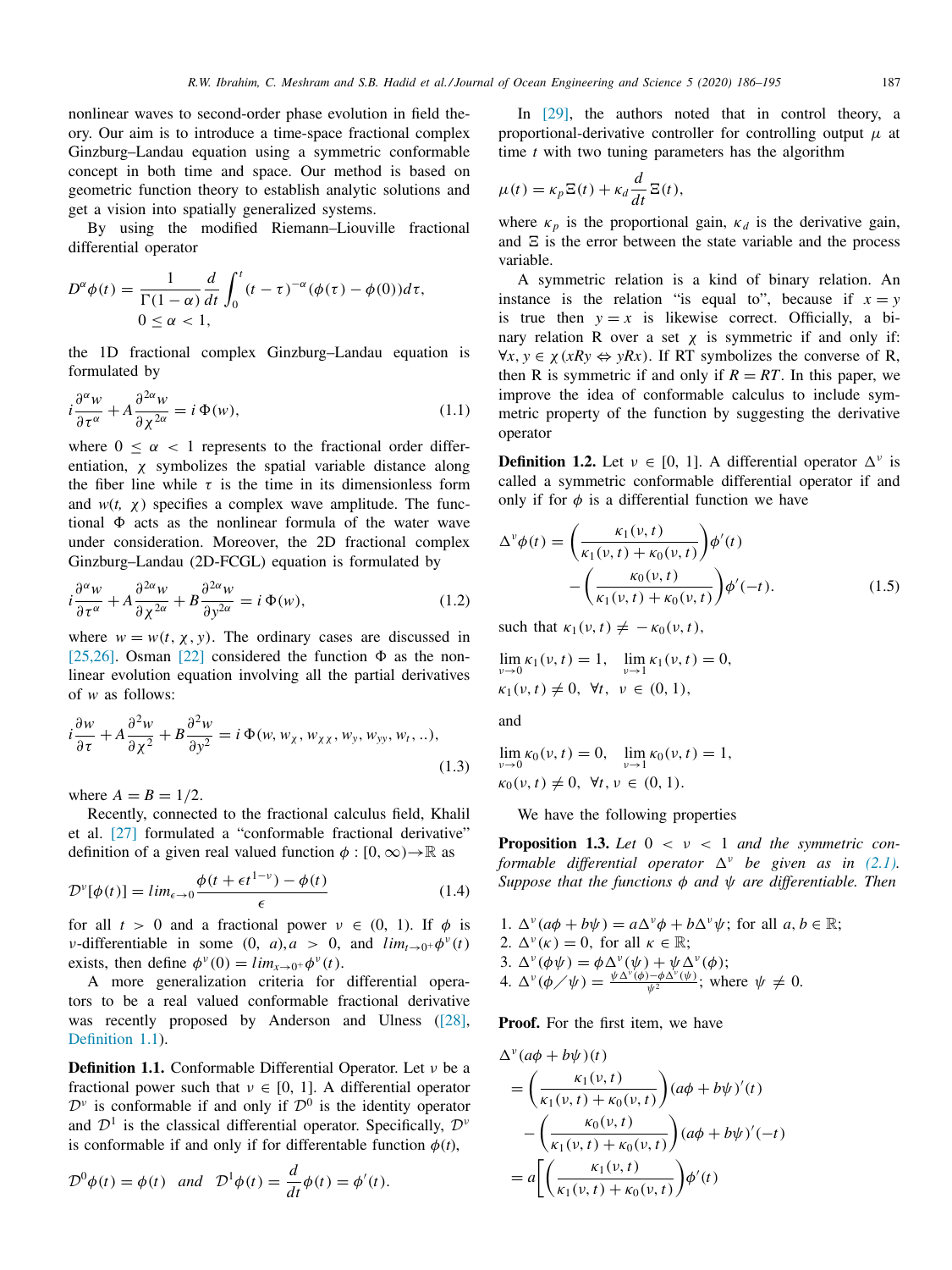nonlinear waves to second-order phase evolution in field theory. Our aim is to introduce a time-space fractional complex Ginzburg–Landau equation using a symmetric conformable concept in both time and space. Our method is based on geometric function theory to establish analytic solutions and get a vision into spatially generalized systems.

By using the modified Riemann–Liouville fractional differential operator

$$D^{\alpha}\phi(t) = \frac{1}{\Gamma(1-\alpha)}\frac{d}{dt}\int_0^t (t-\tau)^{-\alpha}(\phi(\tau)-\phi(0))d\tau,$$
$$0 \le \alpha < 1,$$

the 1D fractional complex Ginzburg–Landau equation is formulated by

$$i\frac{\partial^{\alpha} w}{\partial \tau^{\alpha}} + A\frac{\partial^{2\alpha} w}{\partial \chi^{2\alpha}} = i\,\Phi(w), \tag{1.1}$$

where $0 \le \alpha < 1$ represents to the fractional order differentiation, $\chi$ symbolizes the spatial variable distance along the fiber line while $\tau$ is the time in its dimensionless form and $w(t, \chi)$ specifies a complex wave amplitude. The functional $\Phi$ acts as the nonlinear formula of the water wave under consideration. Moreover, the 2D fractional complex Ginzburg–Landau (2D-FCGL) equation is formulated by

$$i\frac{\partial^{\alpha} w}{\partial \tau^{\alpha}} + A\frac{\partial^{2\alpha} w}{\partial \chi^{2\alpha}} + B\frac{\partial^{2\alpha} w}{\partial y^{2\alpha}} = i\,\Phi(w), \tag{1.2}$$

where $w = w(t, \chi, y)$. The ordinary cases are discussed in [25,26]. Osman [22] considered the function $\Phi$ as the nonlinear evolution equation involving all the partial derivatives of $w$ as follows:

$$i\frac{\partial w}{\partial \tau} + A\frac{\partial^{2} w}{\partial \chi^{2}} + B\frac{\partial^{2} w}{\partial y^{2}} = i\,\Phi(w, w_{\chi}, w_{\chi\chi}, w_y, w_{yy}, w_t, ..), \tag{1.3}$$

where $A = B = 1/2$.

Recently, connected to the fractional calculus field, Khalil et al. [27] formulated a "conformable fractional derivative" definition of a given real valued function $\phi : [0, \infty) \to \mathbb{R}$ as

$$\mathcal{D}^{\nu}[\phi(t)] = lim_{\epsilon\to 0}\frac{\phi(t+\epsilon t^{1-\nu}) - \phi(t)}{\epsilon} \tag{1.4}$$

for all $t > 0$ and a fractional power $\nu \in (0, 1)$. If $\phi$ is $\nu$-differentiable in some $(0, a), a > 0$, and $lim_{t\to 0^+}\phi^{\nu}(t)$ exists, then define $\phi^{\nu}(0) = lim_{x\to 0^+}\phi^{\nu}(t)$.

A more generalization criteria for differential operators to be a real valued conformable fractional derivative was recently proposed by Anderson and Ulness ([28], Definition 1.1).

**Definition 1.1.** Conformable Differential Operator. Let $\nu$ be a fractional power such that $\nu \in [0, 1]$. A differential operator $\mathcal{D}^{\nu}$ is conformable if and only if $\mathcal{D}^{0}$ is the identity operator and $\mathcal{D}^{1}$ is the classical differential operator. Specifically, $\mathcal{D}^{\nu}$ is conformable if and only if for differentable function $\phi(t)$,

$$\mathcal{D}^{0}\phi(t) = \phi(t) \quad and \quad \mathcal{D}^{1}\phi(t) = \frac{d}{dt}\phi(t) = \phi'(t).$$

In [29], the authors noted that in control theory, a proportional-derivative controller for controlling output $\mu$ at time $t$ with two tuning parameters has the algorithm

$$\mu(t) = \kappa_p \Xi(t) + \kappa_d \frac{d}{dt}\Xi(t),$$

where $\kappa_p$ is the proportional gain, $\kappa_d$ is the derivative gain, and $\Xi$ is the error between the state variable and the process variable.

A symmetric relation is a kind of binary relation. An instance is the relation "is equal to", because if $x = y$ is true then $y = x$ is likewise correct. Officially, a binary relation R over a set $\chi$ is symmetric if and only if: $\forall x, y \in \chi (xRy \Leftrightarrow yRx)$. If RT symbolizes the converse of R, then R is symmetric if and only if $R = RT$. In this paper, we improve the idea of conformable calculus to include symmetric property of the function by suggesting the derivative operator

**Definition 1.2.** Let $\nu \in [0, 1]$. A differential operator $\Delta^{\nu}$ is called a symmetric conformable differential operator if and only if for $\phi$ is a differential function we have

$$\Delta^{\nu}\phi(t) = \left(\frac{\kappa_1(\nu, t)}{\kappa_1(\nu, t) + \kappa_0(\nu, t)}\right)\phi'(t) - \left(\frac{\kappa_0(\nu, t)}{\kappa_1(\nu, t) + \kappa_0(\nu, t)}\right)\phi'(-t). \tag{1.5}$$

such that $\kappa_1(\nu, t) \neq -\kappa_0(\nu, t)$,

$$\lim_{\nu\to 0}\kappa_1(\nu, t) = 1, \quad \lim_{\nu\to 1}\kappa_1(\nu, t) = 0,$$
$$\kappa_1(\nu, t) \neq 0, \ \forall t, \ \nu \in (0, 1),$$

and

$$\lim_{\nu\to 0}\kappa_0(\nu, t) = 0, \quad \lim_{\nu\to 1}\kappa_0(\nu, t) = 1,$$
$$\kappa_0(\nu, t) \neq 0, \ \forall t, \nu \in (0, 1).$$

We have the following properties

**Proposition 1.3.** *Let $0 < \nu < 1$ and the symmetric conformable differential operator $\Delta^{\nu}$ be given as in (2.1). Suppose that the functions $\phi$ and $\psi$ are differentiable. Then*

1. $\Delta^{\nu}(a\phi + b\psi) = a\Delta^{\nu}\phi + b\Delta^{\nu}\psi$; for all $a, b \in \mathbb{R}$;
2. $\Delta^{\nu}(\kappa) = 0$, for all $\kappa \in \mathbb{R}$;
3. $\Delta^{\nu}(\phi\psi) = \phi\Delta^{\nu}(\psi) + \psi\Delta^{\nu}(\phi)$;
4. $\Delta^{\nu}(\phi/\psi) = \frac{\psi\Delta^{\nu}(\phi) - \phi\Delta^{\nu}(\psi)}{\psi^2}$; where $\psi \neq 0$.

**Proof.** For the first item, we have

$$\begin{aligned}
&\Delta^{\nu}(a\phi + b\psi)(t) \\
&= \left(\frac{\kappa_1(\nu, t)}{\kappa_1(\nu, t) + \kappa_0(\nu, t)}\right)(a\phi + b\psi)'(t) \\
&\quad - \left(\frac{\kappa_0(\nu, t)}{\kappa_1(\nu, t) + \kappa_0(\nu, t)}\right)(a\phi + b\psi)'(-t) \\
&= a\Bigg[\left(\frac{\kappa_1(\nu, t)}{\kappa_1(\nu, t) + \kappa_0(\nu, t)}\right)\phi'(t)
\end{aligned}$$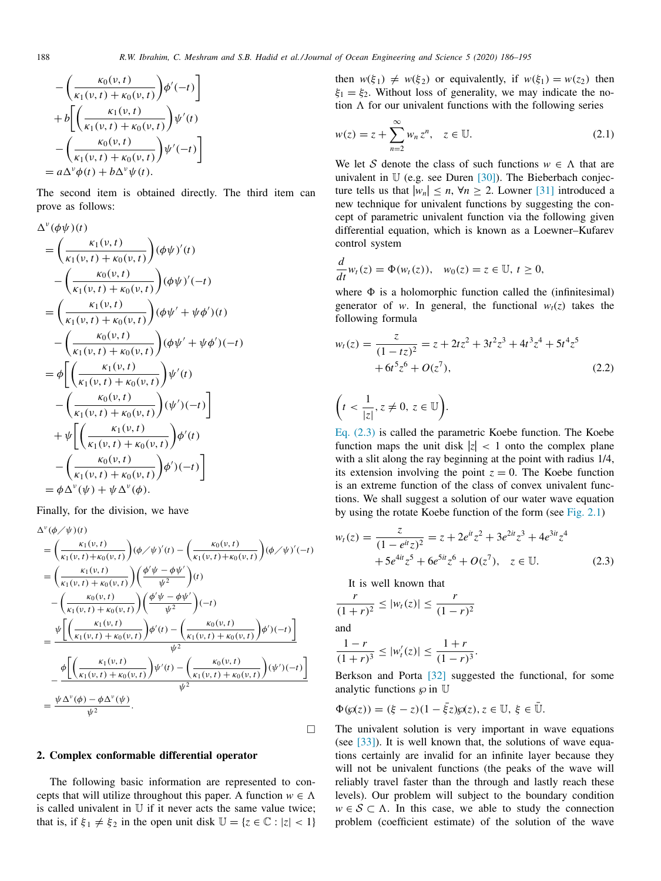$$
-\left(\frac{\kappa_0(\nu,t)}{\kappa_1(\nu,t)+\kappa_0(\nu,t)}\right)\phi'(-t)\Bigg]
$$

$$
+b\Bigg[\left(\frac{\kappa_1(\nu,t)}{\kappa_1(\nu,t)+\kappa_0(\nu,t)}\right)\psi'(t)
-\left(\frac{\kappa_0(\nu,t)}{\kappa_1(\nu,t)+\kappa_0(\nu,t)}\right)\psi'(-t)\Bigg]
$$

$$
= a\Delta^{\nu}\phi(t)+b\Delta^{\nu}\psi(t).
$$

The second item is obtained directly. The third item can prove as follows:

$$
\begin{aligned}
\Delta^{\nu}(\phi\psi)(t)
&=\left(\frac{\kappa_1(\nu,t)}{\kappa_1(\nu,t)+\kappa_0(\nu,t)}\right)(\phi\psi)'(t)
-\left(\frac{\kappa_0(\nu,t)}{\kappa_1(\nu,t)+\kappa_0(\nu,t)}\right)(\phi\psi)'(-t)\\
&=\left(\frac{\kappa_1(\nu,t)}{\kappa_1(\nu,t)+\kappa_0(\nu,t)}\right)(\phi\psi'+\psi\phi')(t)
-\left(\frac{\kappa_0(\nu,t)}{\kappa_1(\nu,t)+\kappa_0(\nu,t)}\right)(\phi\psi'+\psi\phi')(-t)\\
&=\phi\Bigg[\left(\frac{\kappa_1(\nu,t)}{\kappa_1(\nu,t)+\kappa_0(\nu,t)}\right)\psi'(t)
-\left(\frac{\kappa_0(\nu,t)}{\kappa_1(\nu,t)+\kappa_0(\nu,t)}\right)(\psi')(-t)\Bigg]\\
&\quad+\psi\Bigg[\left(\frac{\kappa_1(\nu,t)}{\kappa_1(\nu,t)+\kappa_0(\nu,t)}\right)\phi'(t)
-\left(\frac{\kappa_0(\nu,t)}{\kappa_1(\nu,t)+\kappa_0(\nu,t)}\right)\phi')(-t)\Bigg]\\
&=\phi\Delta^{\nu}(\psi)+\psi\Delta^{\nu}(\phi).
\end{aligned}
$$

Finally, for the division, we have

$$
\begin{aligned}
\Delta^{\nu}(\phi/\psi)(t)
&=\left(\frac{\kappa_1(\nu,t)}{\kappa_1(\nu,t)+\kappa_0(\nu,t)}\right)(\phi/\psi)'(t)-\left(\frac{\kappa_0(\nu,t)}{\kappa_1(\nu,t)+\kappa_0(\nu,t)}\right)(\phi/\psi)'(-t)\\
&=\left(\frac{\kappa_1(\nu,t)}{\kappa_1(\nu,t)+\kappa_0(\nu,t)}\right)\left(\frac{\phi'\psi-\phi\psi'}{\psi^2}\right)(t)
-\left(\frac{\kappa_0(\nu,t)}{\kappa_1(\nu,t)+\kappa_0(\nu,t)}\right)\left(\frac{\phi'\psi-\phi\psi'}{\psi^2}\right)(-t)\\
&=\frac{\psi\Big[\left(\frac{\kappa_1(\nu,t)}{\kappa_1(\nu,t)+\kappa_0(\nu,t)}\right)\phi'(t)-\left(\frac{\kappa_0(\nu,t)}{\kappa_1(\nu,t)+\kappa_0(\nu,t)}\right)\phi')(-t)\Big]}{\psi^2}\\
&\quad-\frac{\phi\Big[\left(\frac{\kappa_1(\nu,t)}{\kappa_1(\nu,t)+\kappa_0(\nu,t)}\right)\psi'(t)-\left(\frac{\kappa_0(\nu,t)}{\kappa_1(\nu,t)+\kappa_0(\nu,t)}\right)(\psi')(-t)\Big]}{\psi^2}\\
&=\frac{\psi\Delta^{\nu}(\phi)-\phi\Delta^{\nu}(\psi)}{\psi^2}.
\end{aligned}
$$

□

## 2. Complex conformable differential operator

The following basic information are represented to concepts that will utilize throughout this paper. A function $w \in \Lambda$ is called univalent in $\mathbb{U}$ if it never acts the same value twice; that is, if $\xi_1 \neq \xi_2$ in the open unit disk $\mathbb{U} = \{z \in \mathbb{C} : |z| < 1\}$ then $w(\xi_1) \neq w(\xi_2)$ or equivalently, if $w(\xi_1) = w(z_2)$ then $\xi_1 = \xi_2$. Without loss of generality, we may indicate the notion $\Lambda$ for our univalent functions with the following series

$$
w(z) = z + \sum_{n=2}^{\infty} w_n z^n, \quad z \in \mathbb{U}. \tag{2.1}
$$

We let $\mathcal{S}$ denote the class of such functions $w \in \Lambda$ that are univalent in $\mathbb{U}$ (e.g. see Duren [30]). The Bieberbach conjecture tells us that $|w_n| \le n, \ \forall n \ge 2$. Lowner [31] introduced a new technique for univalent functions by suggesting the concept of parametric univalent function via the following given differential equation, which is known as a Loewner–Kufarev control system

$$
\frac{d}{dt}w_t(z) = \Phi(w_t(z)), \quad w_0(z) = z \in \mathbb{U}, \ t \ge 0,
$$

where $\Phi$ is a holomorphic function called the (infinitesimal) generator of $w$. In general, the functional $w_t(z)$ takes the following formula

$$
\begin{aligned}
w_t(z) = \frac{z}{(1-tz)^2} &= z + 2tz^2 + 3t^2z^3 + 4t^3z^4 + 5t^4z^5\\
&\quad + 6t^5z^6 + O(z^7),
\end{aligned} \tag{2.2}
$$

$$
\left(t < \frac{1}{|z|}, z \neq 0, \ z \in \mathbb{U}\right).
$$

Eq. (2.3) is called the parametric Koebe function. The Koebe function maps the unit disk $|z| < 1$ onto the complex plane with a slit along the ray beginning at the point with radius 1/4, its extension involving the point $z = 0$. The Koebe function is an extreme function of the class of convex univalent functions. We shall suggest a solution of our water wave equation by using the rotate Koebe function of the form (see Fig. 2.1)

$$
\begin{aligned}
w_t(z) = \frac{z}{(1-e^{it}z)^2} &= z + 2e^{it}z^2 + 3e^{2it}z^3 + 4e^{3it}z^4\\
&\quad + 5e^{4it}z^5 + 6e^{5it}z^6 + O(z^7), \quad z \in \mathbb{U}.
\end{aligned} \tag{2.3}
$$

It is well known that

$$
\frac{r}{(1+r)^2} \le |w_t(z)| \le \frac{r}{(1-r)^2}
$$

and

$$
\frac{1-r}{(1+r)^3} \le |w_t'(z)| \le \frac{1+r}{(1-r)^3}.
$$

Berkson and Porta [32] suggested the functional, for some analytic functions $\wp$ in $\mathbb{U}$

$$
\Phi(\wp(z)) = (\xi - z)(1 - \bar{\xi}z)\wp(z), z \in \mathbb{U}, \ \xi \in \bar{\mathbb{U}}.
$$

The univalent solution is very important in wave equations (see [33]). It is well known that, the solutions of wave equations certainly are invalid for an infinite layer because they will not be univalent functions (the peaks of the wave will reliably travel faster than the through and lastly reach these levels). Our problem will subject to the boundary condition $w \in \mathcal{S} \subset \Lambda$. In this case, we able to study the connection problem (coefficient estimate) of the solution of the wave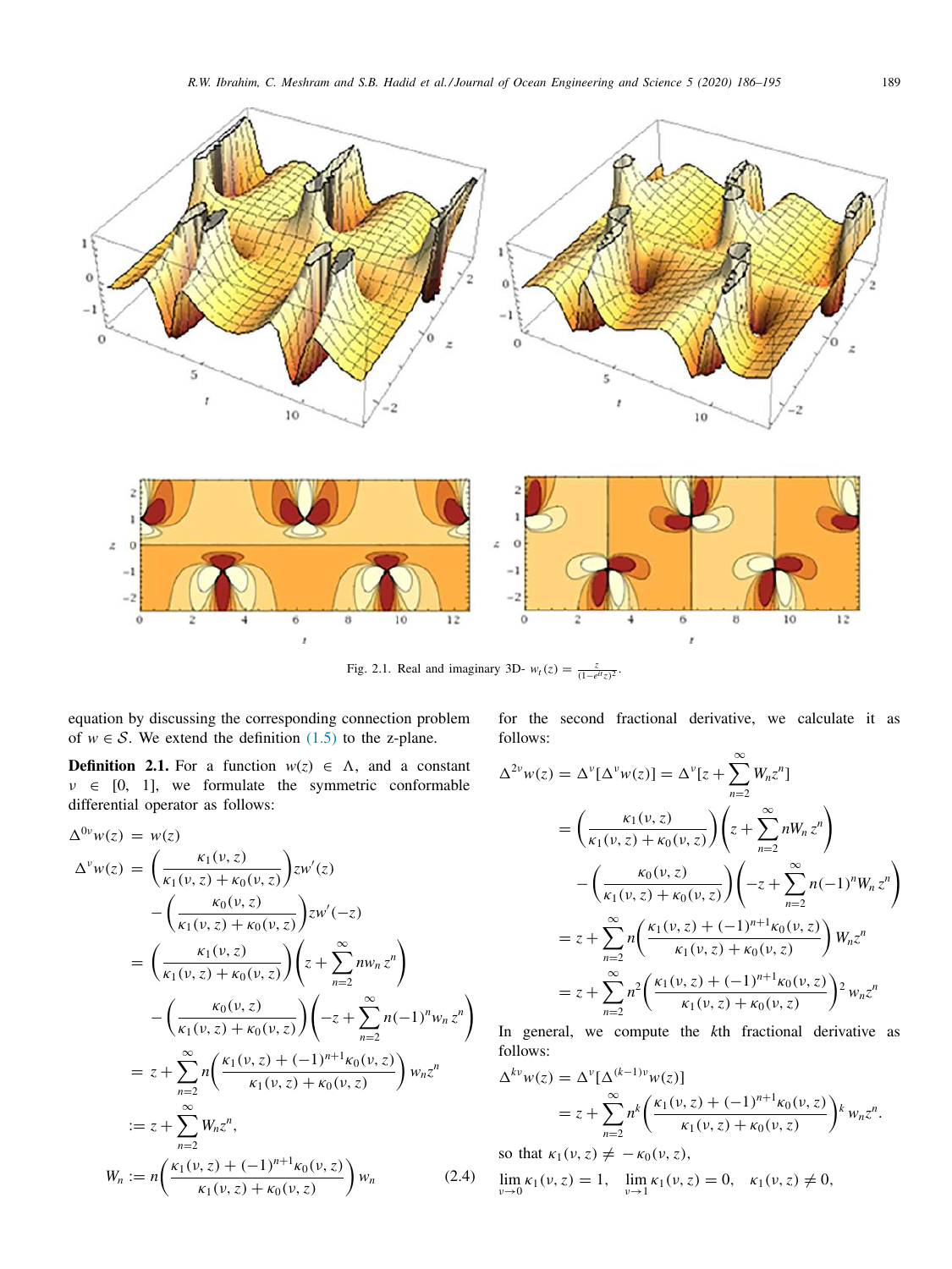Fig. 2.1. Real and imaginary 3D- $w_t(z) = \frac{z}{(1-e^{it}z)^2}$.

equation by discussing the corresponding connection problem of $w \in \mathcal{S}$. We extend the definition (1.5) to the z-plane.

**Definition 2.1.** For a function $w(z) \in \Lambda$, and a constant $\nu \in [0, 1]$, we formulate the symmetric conformable differential operator as follows:

$$
\begin{aligned}
\Delta^{0\nu} w(z) &= w(z) \\
\Delta^{\nu} w(z) &= \left(\frac{\kappa_1(\nu,z)}{\kappa_1(\nu,z)+\kappa_0(\nu,z)}\right) z w'(z) \\
&\quad - \left(\frac{\kappa_0(\nu,z)}{\kappa_1(\nu,z)+\kappa_0(\nu,z)}\right) z w'(-z) \\
&= \left(\frac{\kappa_1(\nu,z)}{\kappa_1(\nu,z)+\kappa_0(\nu,z)}\right)\left(z + \sum_{n=2}^{\infty} n w_n z^n\right) \\
&\quad - \left(\frac{\kappa_0(\nu,z)}{\kappa_1(\nu,z)+\kappa_0(\nu,z)}\right)\left(-z + \sum_{n=2}^{\infty} n(-1)^n w_n z^n\right) \\
&= z + \sum_{n=2}^{\infty} n\left(\frac{\kappa_1(\nu,z)+(-1)^{n+1}\kappa_0(\nu,z)}{\kappa_1(\nu,z)+\kappa_0(\nu,z)}\right) w_n z^n \\
&:= z + \sum_{n=2}^{\infty} W_n z^n, \\
W_n &:= n\left(\frac{\kappa_1(\nu,z)+(-1)^{n+1}\kappa_0(\nu,z)}{\kappa_1(\nu,z)+\kappa_0(\nu,z)}\right) w_n \qquad (2.4)
\end{aligned}
$$

for the second fractional derivative, we calculate it as follows:

$$
\begin{aligned}
\Delta^{2\nu} w(z) &= \Delta^{\nu}[\Delta^{\nu} w(z)] = \Delta^{\nu}[z + \sum_{n=2}^{\infty} W_n z^n] \\
&= \left(\frac{\kappa_1(\nu,z)}{\kappa_1(\nu,z)+\kappa_0(\nu,z)}\right)\left(z + \sum_{n=2}^{\infty} n W_n z^n\right) \\
&\quad - \left(\frac{\kappa_0(\nu,z)}{\kappa_1(\nu,z)+\kappa_0(\nu,z)}\right)\left(-z + \sum_{n=2}^{\infty} n(-1)^n W_n z^n\right) \\
&= z + \sum_{n=2}^{\infty} n\left(\frac{\kappa_1(\nu,z)+(-1)^{n+1}\kappa_0(\nu,z)}{\kappa_1(\nu,z)+\kappa_0(\nu,z)}\right) W_n z^n \\
&= z + \sum_{n=2}^{\infty} n^2\left(\frac{\kappa_1(\nu,z)+(-1)^{n+1}\kappa_0(\nu,z)}{\kappa_1(\nu,z)+\kappa_0(\nu,z)}\right)^2 w_n z^n
\end{aligned}
$$

In general, we compute the $k$th fractional derivative as follows:

$$
\begin{aligned}
\Delta^{k\nu} w(z) &= \Delta^{\nu}[\Delta^{(k-1)\nu} w(z)] \\
&= z + \sum_{n=2}^{\infty} n^k\left(\frac{\kappa_1(\nu,z)+(-1)^{n+1}\kappa_0(\nu,z)}{\kappa_1(\nu,z)+\kappa_0(\nu,z)}\right)^k w_n z^n.
\end{aligned}
$$

so that $\kappa_1(\nu,z) \neq -\kappa_0(\nu,z)$,

$$\lim_{\nu\to 0} \kappa_1(\nu,z) = 1, \quad \lim_{\nu\to 1} \kappa_1(\nu,z) = 0, \quad \kappa_1(\nu,z) \neq 0,$$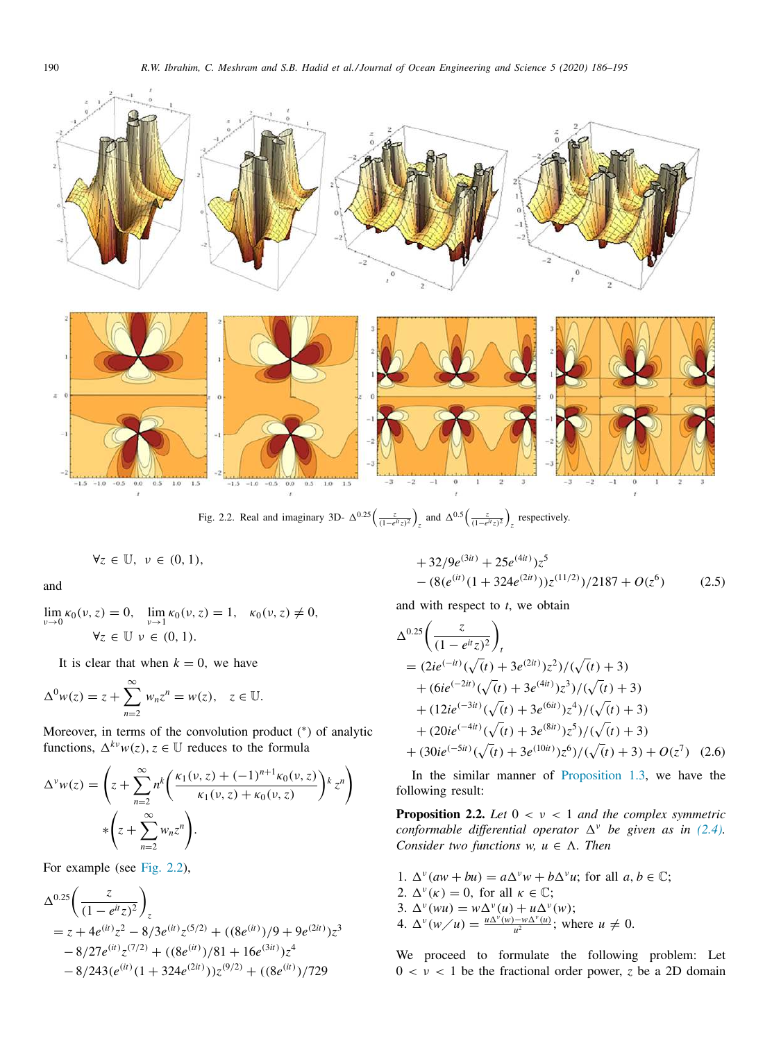Fig. 2.2. Real and imaginary 3D- $\Delta^{0.25}\left(\frac{z}{(1-e^{it}z)^2}\right)_z$ and $\Delta^{0.5}\left(\frac{z}{(1-e^{it}z)^2}\right)_z$ respectively.

$$\forall z \in \mathbb{U}, \ \ \nu \in (0,1),$$

and

$$\lim_{\nu\to 0}\kappa_0(\nu,z)=0, \quad \lim_{\nu\to 1}\kappa_0(\nu,z)=1, \quad \kappa_0(\nu,z)\neq 0, \quad \forall z\in\mathbb{U} \ \nu\in(0,1).$$

It is clear that when $k=0$, we have

$$\Delta^0 w(z) = z + \sum_{n=2}^{\infty} w_n z^n = w(z), \quad z\in\mathbb{U}.$$

Moreover, in terms of the convolution product (*) of analytic functions, $\Delta^{k\nu}w(z), z\in\mathbb{U}$ reduces to the formula

$$\Delta^{\nu}w(z) = \left(z+\sum_{n=2}^{\infty} n^k\left(\frac{\kappa_1(\nu,z)+(-1)^{n+1}\kappa_0(\nu,z)}{\kappa_1(\nu,z)+\kappa_0(\nu,z)}\right)^k z^n\right) * \left(z+\sum_{n=2}^{\infty} w_n z^n\right).$$

For example (see Fig. 2.2),

$$\begin{aligned}
\Delta^{0.25}\left(\frac{z}{(1-e^{it}z)^2}\right)_z &= z + 4e^{(it)}z^2 - 8/3e^{(it)}z^{(5/2)} + ((8e^{(it)})/9 + 9e^{(2it)})z^3 \\
&\quad - 8/27e^{(it)}z^{(7/2)} + ((8e^{(it)})/81 + 16e^{(3it)})z^4 \\
&\quad - 8/243(e^{(it)}(1+324e^{(2it)}))z^{(9/2)} + ((8e^{(it)})/729 \\
&\quad + 32/9e^{(3it)} + 25e^{(4it)})z^5 \\
&\quad - (8(e^{(it)}(1+324e^{(2it)}))z^{(11/2)})/2187 + O(z^6)
\end{aligned} \tag{2.5}$$

and with respect to $t$, we obtain

$$\begin{aligned}
\Delta^{0.25}\left(\frac{z}{(1-e^{it}z)^2}\right)_t &= (2ie^{(-it)}(\sqrt(t)+3e^{(2it)})z^2)/(\sqrt(t)+3) \\
&\quad + (6ie^{(-2it)}(\sqrt(t)+3e^{(4it)})z^3)/(\sqrt(t)+3) \\
&\quad + (12ie^{(-3it)}(\sqrt(t)+3e^{(6it)})z^4)/(\sqrt(t)+3) \\
&\quad + (20ie^{(-4it)}(\sqrt(t)+3e^{(8it)})z^5)/(\sqrt(t)+3) \\
&\quad + (30ie^{(-5it)}(\sqrt(t)+3e^{(10it)})z^6)/(\sqrt(t)+3) + O(z^7)
\end{aligned} \tag{2.6}$$

In the similar manner of Proposition 1.3, we have the following result:

**Proposition 2.2.** *Let $0<\nu<1$ and the complex symmetric conformable differential operator $\Delta^{\nu}$ be given as in (2.4). Consider two functions $w, u \in \Lambda$. Then*

1. $\Delta^{\nu}(aw+bu) = a\Delta^{\nu}w + b\Delta^{\nu}u$; for all $a, b\in\mathbb{C}$;
2. $\Delta^{\nu}(\kappa) = 0$, for all $\kappa\in\mathbb{C}$;
3. $\Delta^{\nu}(wu) = w\Delta^{\nu}(u) + u\Delta^{\nu}(w)$;
4. $\Delta^{\nu}(w/u) = \frac{u\Delta^{\nu}(w) - w\Delta^{\nu}(u)}{u^2}$; where $u\neq 0$.

We proceed to formulate the following problem: Let $0<\nu<1$ be the fractional order power, $z$ be a 2D domain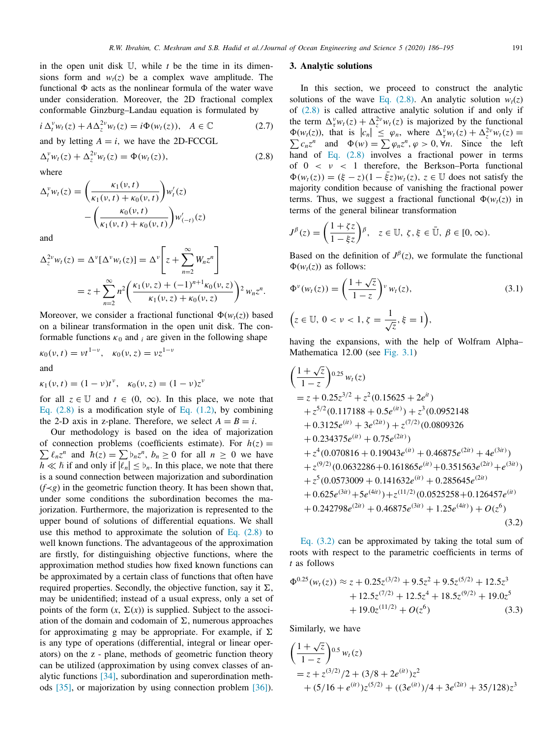in the open unit disk $\mathbb{U}$, while $t$ be the time in its dimensions form and $w_t(z)$ be a complex wave amplitude. The functional $\Phi$ acts as the nonlinear formula of the water wave under consideration. Moreover, the 2D fractional complex conformable Ginzburg–Landau equation is formulated by

$$i\,\Delta_t^{\nu} w_t(z) + A\Delta_z^{2\nu} w_t(z) = i\Phi(w_t(z)), \quad A \in \mathbb{C} \tag{2.7}$$

and by letting $A = i$, we have the 2D-FCCGL

$$\Delta_t^{\nu} w_t(z) + \Delta_z^{2\nu} w_t(z) = \Phi(w_t(z)), \tag{2.8}$$

where

$$\Delta_t^{\nu} w_t(z) = \left(\frac{\kappa_1(\nu,t)}{\kappa_1(\nu,t)+\kappa_0(\nu,t)}\right) w_t'(z) - \left(\frac{\kappa_0(\nu,t)}{\kappa_1(\nu,t)+\kappa_0(\nu,t)}\right) w'_{(-t)}(z)$$

and

$$\Delta_z^{2\nu} w_t(z) = \Delta^{\nu}[\Delta^{\nu} w_t(z)] = \Delta^{\nu}\left[z + \sum_{n=2}^{\infty} W_n z^n\right] = z + \sum_{n=2}^{\infty} n^2 \left(\frac{\kappa_1(\nu,z) + (-1)^{n+1}\kappa_0(\nu,z)}{\kappa_1(\nu,z)+\kappa_0(\nu,z)}\right)^2 w_n z^n.$$

Moreover, we consider a fractional functional $\Phi(w_t(z))$ based on a bilinear transformation in the open unit disk. The conformable functions $\kappa_0$ and $_i$ are given in the following shape

$$\kappa_0(\nu,t) = \nu t^{1-\nu}, \quad \kappa_0(\nu,z) = \nu z^{1-\nu}$$

and

$$\kappa_1(\nu,t) = (1-\nu)t^{\nu}, \quad \kappa_0(\nu,z) = (1-\nu)z^{\nu}$$

for all $z \in \mathbb{U}$ and $t \in (0, \infty)$. In this place, we note that Eq. (2.8) is a modification style of Eq. (1.2), by combining the 2-D axis in z-plane. Therefore, we select $A = B = i$.

Our methodology is based on the idea of majorization of connection problems (coefficients estimate). For $h(z) = \sum \ell_n z^n$ and $\hbar(z) = \sum \flat_n z^n$, $\flat_n \geq 0$ for all $n \geq 0$ we have $h \ll \hbar$ if and only if $|\ell_n| \leq \flat_n$. In this place, we note that there is a sound connection between majorization and subordination ($f \prec g$) in the geometric function theory. It has been shown that, under some conditions the subordination becomes the majorization. Furthermore, the majorization is represented to the upper bound of solutions of differential equations. We shall use this method to approximate the solution of Eq. (2.8) to well known functions. The advantageous of the approximation are firstly, for distinguishing objective functions, where the approximation method studies how fixed known functions can be approximated by a certain class of functions that often have required properties. Secondly, the objective function, say it $\Sigma$, may be unidentified; instead of a usual express, only a set of points of the form $(x, \Sigma(x))$ is supplied. Subject to the association of the domain and codomain of $\Sigma$, numerous approaches for approximating g may be appropriate. For example, if $\Sigma$ is any type of operations (differential, integral or linear operators) on the z - plane, methods of geometric function theory can be utilized (approximation by using convex classes of analytic functions [34], subordination and superordination methods [35], or majorization by using connection problem [36]).

## 3. Analytic solutions

In this section, we proceed to construct the analytic solutions of the wave Eq. (2.8). An analytic solution $w_t(z)$ of (2.8) is called attractive analytic solution if and only if the term $\Delta_\tau^{\nu} w_t(z) + \Delta_z^{2\nu} w_t(z)$ is majorized by the functional $\Phi(w_t(z))$, that is $|c_n| \leq \varphi_n$, where $\Delta_\tau^{\nu} w_t(z) + \Delta_z^{2\nu} w_t(z) = \sum c_n z^n$ and $\Phi(w) = \sum \varphi_n z^n, \varphi > 0, \forall n$. Since the left hand of Eq. (2.8) involves a fractional power in terms of $0 < \nu < 1$ therefore, the Berkson–Porta functional $\Phi(w_t(z)) = (\xi - z)(1 - \bar{\xi} z) w_t(z)$, $z \in \mathbb{U}$ does not satisfy the majority condition because of vanishing the fractional power terms. Thus, we suggest a fractional functional $\Phi(w_t(z))$ in terms of the general bilinear transformation

$$J^{\beta}(z) = \left(\frac{1+\zeta z}{1-\xi z}\right)^{\beta}, \quad z \in \mathbb{U},\ \zeta, \xi \in \bar{\mathbb{U}},\ \beta \in [0, \infty).$$

Based on the definition of $J^{\beta}(z)$, we formulate the functional $\Phi(w_t(z))$ as follows:

$$\Phi^{\nu}(w_t(z)) = \left(\frac{1+\sqrt{z}}{1-z}\right)^{\nu} w_t(z), \tag{3.1}$$

$$\left(z \in \mathbb{U},\ 0 < \nu < 1, \zeta = \frac{1}{\sqrt{z}}, \xi = 1\right),$$

having the expansions, with the help of Wolfram Alpha–Mathematica 12.00 (see Fig. 3.1)

$$\begin{aligned}
\left(\frac{1+\sqrt{z}}{1-z}\right)^{0.25} w_t(z) &= z + 0.25z^{3/2} + z^2(0.15625 + 2e^{it}) \\
&+ z^{5/2}(0.117188 + 0.5e^{(it)}) + z^3(0.0952148 \\
&+ 0.3125e^{(it)} + 3e^{(2it)}) + z^{(7/2)}(0.0809326 \\
&+ 0.234375e^{(it)} + 0.75e^{(2it)}) \\
&+ z^4(0.070816 + 0.19043e^{(it)} + 0.46875e^{(2it)} + 4e^{(3it)}) \\
&+ z^{(9/2)}(0.0632286 + 0.161865e^{(it)} + 0.351563e^{(2it)} + e^{(3it)}) \\
&+ z^5(0.0573009 + 0.141632e^{(it)} + 0.285645e^{(2it)} \\
&+ 0.625e^{(3it)} + 5e^{(4it)}) + z^{(11/2)}(0.0525258 + 0.126457e^{(it)} \\
&+ 0.242798e^{(2it)} + 0.46875e^{(3it)} + 1.25e^{(4it)}) + O(z^6)
\end{aligned} \tag{3.2}$$

Eq. (3.2) can be approximated by taking the total sum of roots with respect to the parametric coefficients in terms of $t$ as follows

$$\begin{aligned}
\Phi^{0.25}(w_t(z)) \approx\ & z + 0.25z^{(3/2)} + 9.5z^2 + 9.5z^{(5/2)} + 12.5z^3 \\
&+ 12.5z^{(7/2)} + 12.5z^4 + 18.5z^{(9/2)} + 19.0z^5 \\
&+ 19.0z^{(11/2)} + O(z^6)
\end{aligned} \tag{3.3}$$

Similarly, we have

$$\begin{aligned}
\left(\frac{1+\sqrt{z}}{1-z}\right)^{0.5} w_t(z) &= z + z^{(3/2)}/2 + (3/8 + 2e^{(it)})z^2 \\
&+ (5/16 + e^{(it)})z^{(5/2)} + ((3e^{(it)})/4 + 3e^{(2it)} + 35/128)z^3
\end{aligned}$$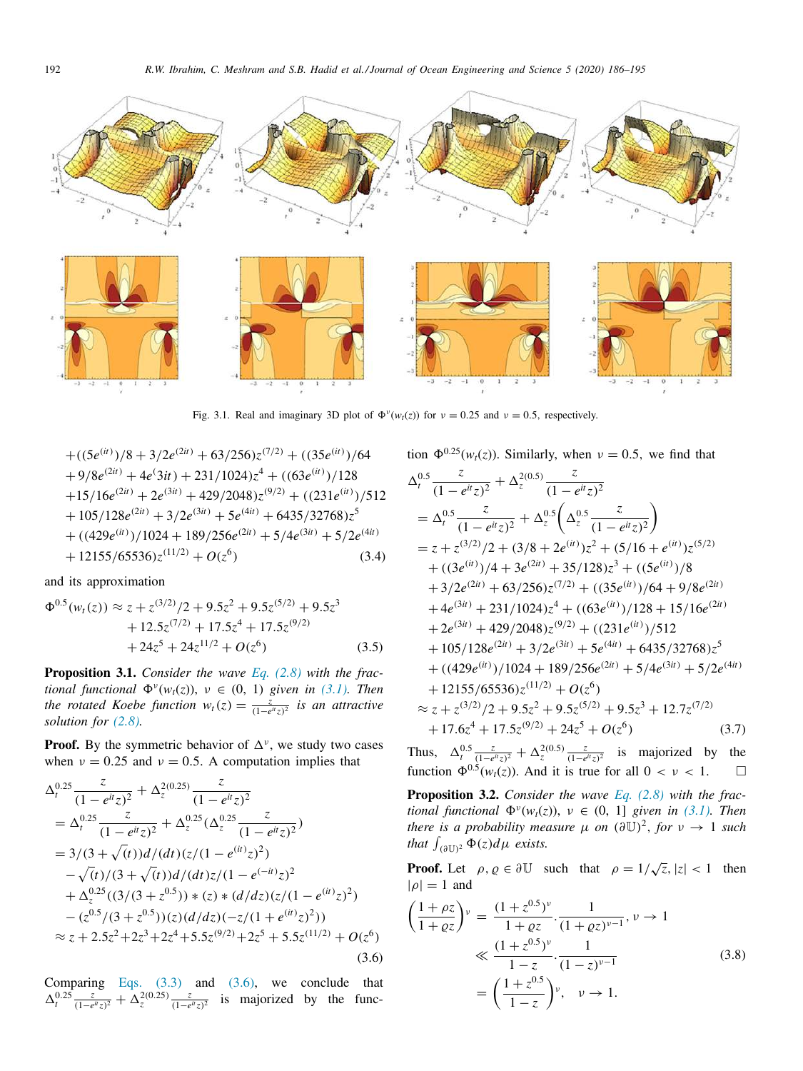Fig. 3.1. Real and imaginary 3D plot of $\Phi^{\nu}(w_t(z))$ for $\nu = 0.25$ and $\nu = 0.5$, respectively.

$$
\begin{aligned}
&+((5e^{(it)})/8 + 3/2e^{(2it)} + 63/256)z^{(7/2)} + ((35e^{(it)})/64 \\
&+ 9/8e^{(2it)} + 4e^{(}3it) + 231/1024)z^4 + ((63e^{(it)})/128 \\
&+ 15/16e^{(2it)} + 2e^{(3it)} + 429/2048)z^{(9/2)} + ((231e^{(it)})/512 \\
&+ 105/128e^{(2it)} + 3/2e^{(3it)} + 5e^{(4it)} + 6435/32768)z^5 \\
&+ ((429e^{(it)})/1024 + 189/256e^{(2it)} + 5/4e^{(3it)} + 5/2e^{(4it)} \\
&+ 12155/65536)z^{(11/2)} + O(z^6) \qquad (3.4)
\end{aligned}
$$

and its approximation

$$
\begin{aligned}
\Phi^{0.5}(w_t(z)) \approx\ & z + z^{(3/2)}/2 + 9.5z^2 + 9.5z^{(5/2)} + 9.5z^3 \\
&+ 12.5z^{(7/2)} + 17.5z^4 + 17.5z^{(9/2)} \\
&+ 24z^5 + 24z^{11/2} + O(z^6) \qquad (3.5)
\end{aligned}
$$

**Proposition 3.1.** *Consider the wave Eq. (2.8) with the fractional functional $\Phi^{\nu}(w_t(z))$, $\nu \in (0, 1)$ given in (3.1). Then the rotated Koebe function $w_t(z) = \frac{z}{(1-e^{it}z)^2}$ is an attractive solution for (2.8).*

**Proof.** By the symmetric behavior of $\Delta^{\nu}$, we study two cases when $\nu = 0.25$ and $\nu = 0.5$. A computation implies that

$$
\begin{aligned}
&\Delta_t^{0.25}\frac{z}{(1-e^{it}z)^2} + \Delta_z^{2(0.25)}\frac{z}{(1-e^{it}z)^2} \\
&= \Delta_t^{0.25}\frac{z}{(1-e^{it}z)^2} + \Delta_z^{0.25}(\Delta_z^{0.25}\frac{z}{(1-e^{it}z)^2}) \\
&= 3/(3+\sqrt(t))d/(dt)(z/(1-e^{(it)}z)^2) \\
&\quad - \sqrt(t)/(3+\sqrt(t))d/(dt)z/(1-e^{(-it)}z)^2 \\
&\quad + \Delta_z^{0.25}((3/(3+z^{0.5})) * (z) * (d/dz)(z/(1-e^{(it)}z)^2) \\
&\quad - (z^{0.5}/(3+z^{0.5}))(z)(d/dz)(-z/(1+e^{(it)}z)^2)) \\
&\approx z + 2.5z^2 + 2z^3 + 2z^4 + 5.5z^{(9/2)} + 2z^5 + 5.5z^{(11/2)} + O(z^6)
\end{aligned} \qquad (3.6)
$$

Comparing Eqs. (3.3) and (3.6), we conclude that $\Delta_t^{0.25}\frac{z}{(1-e^{it}z)^2} + \Delta_z^{2(0.25)}\frac{z}{(1-e^{it}z)^2}$ is majorized by the function $\Phi^{0.25}(w_t(z))$. Similarly, when $\nu = 0.5$, we find that

$$
\begin{aligned}
&\Delta_t^{0.5}\frac{z}{(1-e^{it}z)^2} + \Delta_z^{2(0.5)}\frac{z}{(1-e^{it}z)^2} \\
&= \Delta_t^{0.5}\frac{z}{(1-e^{it}z)^2} + \Delta_z^{0.5}\left(\Delta_z^{0.5}\frac{z}{(1-e^{it}z)^2}\right) \\
&= z + z^{(3/2)}/2 + (3/8 + 2e^{(it)})z^2 + (5/16 + e^{(it)})z^{(5/2)} \\
&\quad + ((3e^{(it)})/4 + 3e^{(2it)} + 35/128)z^3 + ((5e^{(it)})/8 \\
&\quad + 3/2e^{(2it)} + 63/256)z^{(7/2)} + ((35e^{(it)})/64 + 9/8e^{(2it)} \\
&\quad + 4e^{(3it)} + 231/1024)z^4 + ((63e^{(it)})/128 + 15/16e^{(2it)} \\
&\quad + 2e^{(3it)} + 429/2048)z^{(9/2)} + ((231e^{(it)})/512 \\
&\quad + 105/128e^{(2it)} + 3/2e^{(3it)} + 5e^{(4it)} + 6435/32768)z^5 \\
&\quad + ((429e^{(it)})/1024 + 189/256e^{(2it)} + 5/4e^{(3it)} + 5/2e^{(4it)} \\
&\quad + 12155/65536)z^{(11/2)} + O(z^6) \\
&\approx z + z^{(3/2)}/2 + 9.5z^2 + 9.5z^{(5/2)} + 9.5z^3 + 12.7z^{(7/2)} \\
&\quad + 17.6z^4 + 17.5z^{(9/2)} + 24z^5 + O(z^6)
\end{aligned} \qquad (3.7)
$$

Thus, $\Delta_t^{0.5}\frac{z}{(1-e^{it}z)^2} + \Delta_z^{2(0.5)}\frac{z}{(1-e^{it}z)^2}$ is majorized by the function $\Phi^{0.5}(w_t(z))$. And it is true for all $0 < \nu < 1$. $\square$

**Proposition 3.2.** *Consider the wave Eq. (2.8) with the fractional functional $\Phi^{\nu}(w_t(z))$, $\nu \in (0, 1]$ given in (3.1). Then there is a probability measure $\mu$ on $(\partial\mathbb{U})^2$, for $\nu \to 1$ such that $\int_{(\partial\mathbb{U})^2}\Phi(z)d\mu$ exists.*

**Proof.** Let $\rho, \varrho \in \partial\mathbb{U}$ such that $\rho = 1/\sqrt{z}, |z| < 1$ then $|\rho| = 1$ and

$$
\begin{aligned}
\left(\frac{1+\rho z}{1+\varrho z}\right)^{\nu} &= \frac{(1+z^{0.5})^{\nu}}{1+\varrho z}\cdot\frac{1}{(1+\varrho z)^{\nu-1}}, \nu \to 1 \\
&\ll \frac{(1+z^{0.5})^{\nu}}{1-z}\cdot\frac{1}{(1-z)^{\nu-1}} \\
&= \left(\frac{1+z^{0.5}}{1-z}\right)^{\nu}, \quad \nu \to 1.
\end{aligned} \qquad (3.8)
$$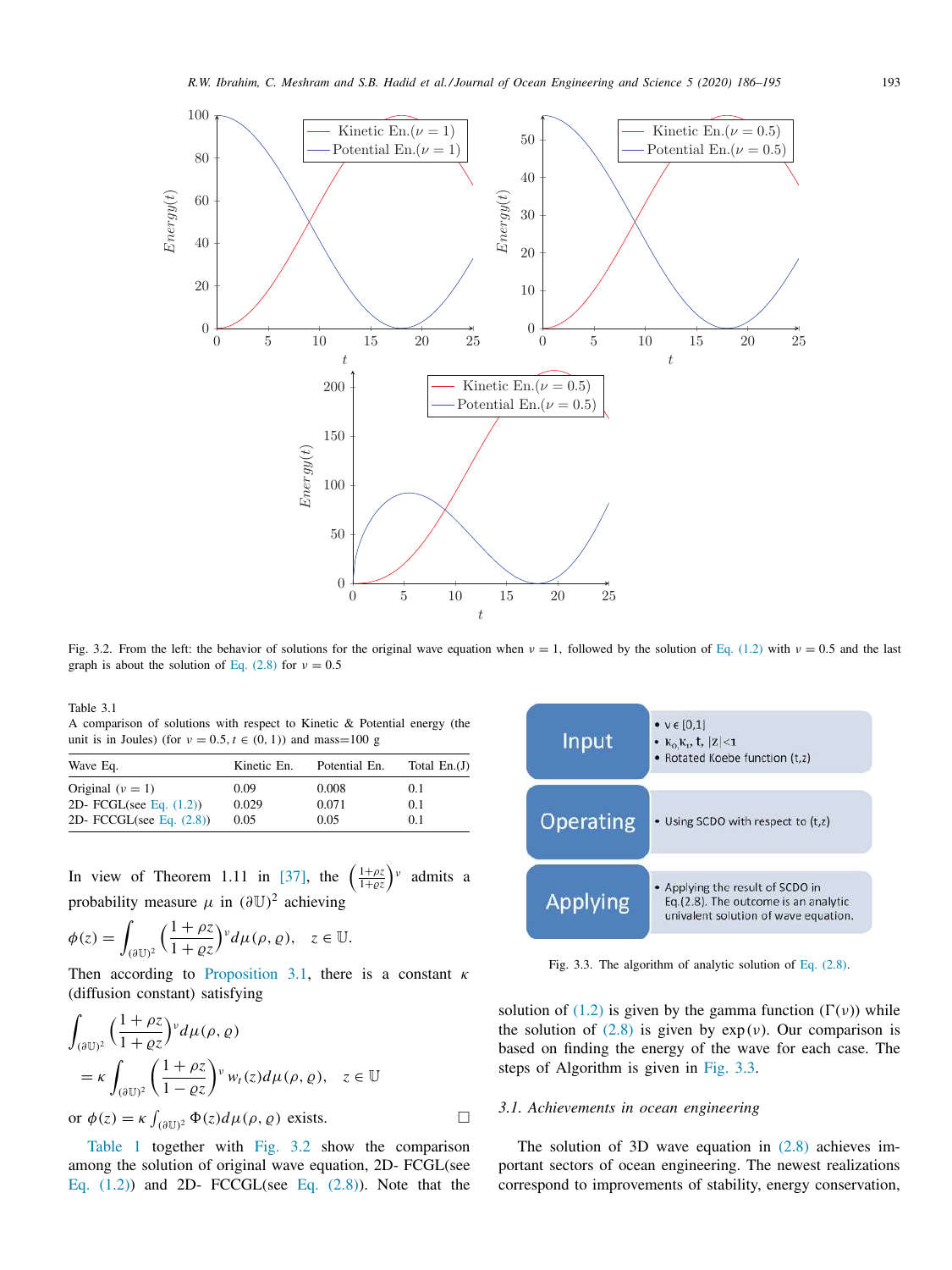Fig. 3.2. From the left: the behavior of solutions for the original wave equation when $\nu = 1$, followed by the solution of Eq. (1.2) with $\nu = 0.5$ and the last graph is about the solution of Eq. (2.8) for $\nu = 0.5$

Table 3.1
A comparison of solutions with respect to Kinetic & Potential energy (the unit is in Joules) (for $\nu = 0.5, t \in (0, 1)$) and mass=100 g

| Wave Eq. | Kinetic En. | Potential En. | Total En.(J) |
|---|---|---|---|
| Original ($\nu = 1$) | 0.09 | 0.008 | 0.1 |
| 2D- FCGL(see Eq. (1.2)) | 0.029 | 0.071 | 0.1 |
| 2D- FCCGL(see Eq. (2.8)) | 0.05 | 0.05 | 0.1 |

In view of Theorem 1.11 in [37], the $\left(\frac{1+\rho z}{1+\varrho z}\right)^{\nu}$ admits a probability measure $\mu$ in $(\partial\mathbb{U})^2$ achieving

$$\phi(z) = \int_{(\partial\mathbb{U})^2} \left(\frac{1+\rho z}{1+\varrho z}\right)^{\nu} d\mu(\rho, \varrho), \quad z \in \mathbb{U}.$$

Then according to Proposition 3.1, there is a constant $\kappa$ (diffusion constant) satisfying

$$\int_{(\partial\mathbb{U})^2} \left(\frac{1+\rho z}{1+\varrho z}\right)^{\nu} d\mu(\rho, \varrho)$$
$$= \kappa \int_{(\partial\mathbb{U})^2} \left(\frac{1+\rho z}{1-\varrho z}\right)^{\nu} w_t(z) d\mu(\rho, \varrho), \quad z \in \mathbb{U}$$

or $\phi(z) = \kappa \int_{(\partial\mathbb{U})^2} \Phi(z) d\mu(\rho, \varrho)$ exists. □

Table 1 together with Fig. 3.2 show the comparison among the solution of original wave equation, 2D- FCGL(see Eq. (1.2)) and 2D- FCCGL(see Eq. (2.8)). Note that the solution of (1.2) is given by the gamma function ($\Gamma(\nu)$) while the solution of (2.8) is given by $\exp(\nu)$. Our comparison is based on finding the energy of the wave for each case. The steps of Algorithm is given in Fig. 3.3.

Fig. 3.3. The algorithm of analytic solution of Eq. (2.8).

### 3.1. Achievements in ocean engineering

The solution of 3D wave equation in (2.8) achieves important sectors of ocean engineering. The newest realizations correspond to improvements of stability, energy conservation,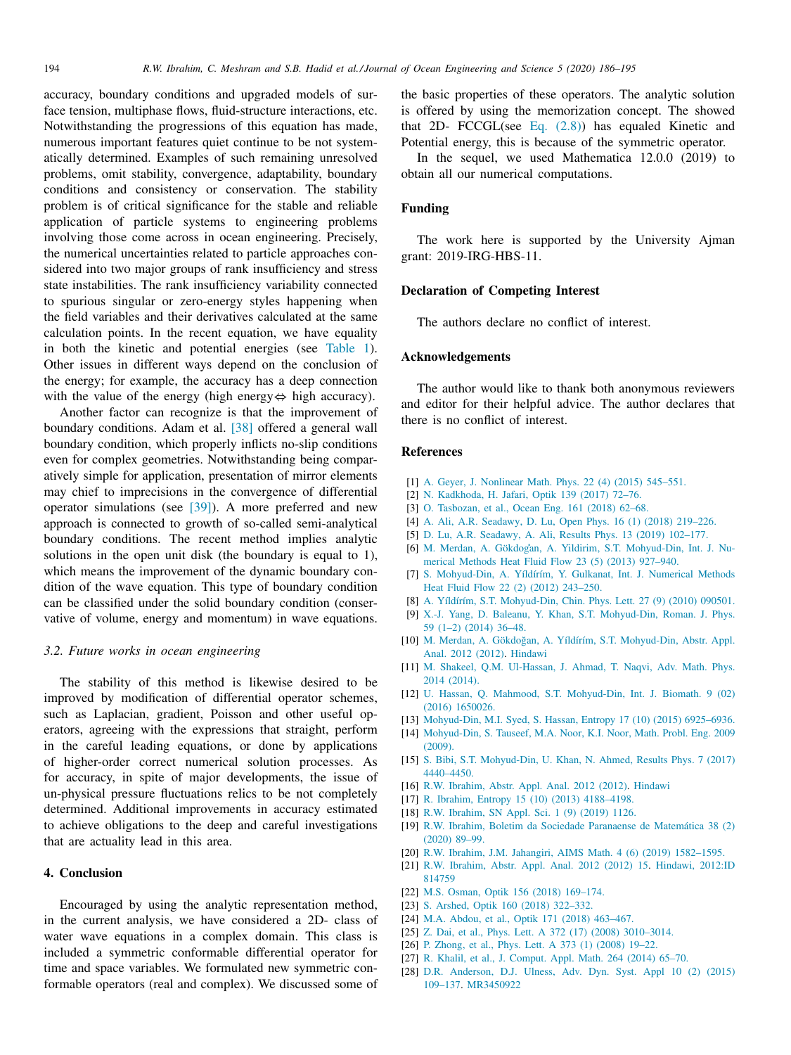accuracy, boundary conditions and upgraded models of surface tension, multiphase flows, fluid-structure interactions, etc. Notwithstanding the progressions of this equation has made, numerous important features quiet continue to be not systematically determined. Examples of such remaining unresolved problems, omit stability, convergence, adaptability, boundary conditions and consistency or conservation. The stability problem is of critical significance for the stable and reliable application of particle systems to engineering problems involving those come across in ocean engineering. Precisely, the numerical uncertainties related to particle approaches considered into two major groups of rank insufficiency and stress state instabilities. The rank insufficiency variability connected to spurious singular or zero-energy styles happening when the field variables and their derivatives calculated at the same calculation points. In the recent equation, we have equality in both the kinetic and potential energies (see Table 1). Other issues in different ways depend on the conclusion of the energy; for example, the accuracy has a deep connection with the value of the energy (high energy⇔ high accuracy).

Another factor can recognize is that the improvement of boundary conditions. Adam et al. [38] offered a general wall boundary condition, which properly inflicts no-slip conditions even for complex geometries. Notwithstanding being comparatively simple for application, presentation of mirror elements may chief to imprecisions in the convergence of differential operator simulations (see [39]). A more preferred and new approach is connected to growth of so-called semi-analytical boundary conditions. The recent method implies analytic solutions in the open unit disk (the boundary is equal to 1), which means the improvement of the dynamic boundary condition of the wave equation. This type of boundary condition can be classified under the solid boundary condition (conservative of volume, energy and momentum) in wave equations.

### 3.2. Future works in ocean engineering

The stability of this method is likewise desired to be improved by modification of differential operator schemes, such as Laplacian, gradient, Poisson and other useful operators, agreeing with the expressions that straight, perform in the careful leading equations, or done by applications of higher-order correct numerical solution processes. As for accuracy, in spite of major developments, the issue of un-physical pressure fluctuations relics to be not completely determined. Additional improvements in accuracy estimated to achieve obligations to the deep and careful investigations that are actuality lead in this area.

## 4. Conclusion

Encouraged by using the analytic representation method, in the current analysis, we have considered a 2D- class of water wave equations in a complex domain. This class is included a symmetric conformable differential operator for time and space variables. We formulated new symmetric conformable operators (real and complex). We discussed some of the basic properties of these operators. The analytic solution is offered by using the memorization concept. The showed that 2D- FCCGL(see Eq. (2.8)) has equaled Kinetic and Potential energy, this is because of the symmetric operator.

In the sequel, we used Mathematica 12.0.0 (2019) to obtain all our numerical computations.

## Funding

The work here is supported by the University Ajman grant: 2019-IRG-HBS-11.

## Declaration of Competing Interest

The authors declare no conflict of interest.

## Acknowledgements

The author would like to thank both anonymous reviewers and editor for their helpful advice. The author declares that there is no conflict of interest.

## References

[1] A. Geyer, J. Nonlinear Math. Phys. 22 (4) (2015) 545–551.
[2] N. Kadkhoda, H. Jafari, Optik 139 (2017) 72–76.
[3] O. Tasbozan, et al., Ocean Eng. 161 (2018) 62–68.
[4] A. Ali, A.R. Seadawy, D. Lu, Open Phys. 16 (1) (2018) 219–226.
[5] D. Lu, A.R. Seadawy, A. Ali, Results Phys. 13 (2019) 102–177.
[6] M. Merdan, A. Gökdoǧan, A. Yildirim, S.T. Mohyud-Din, Int. J. Numerical Methods Heat Fluid Flow 23 (5) (2013) 927–940.
[7] S. Mohyud-Din, A. Yíldírím, Y. Gulkanat, Int. J. Numerical Methods Heat Fluid Flow 22 (2) (2012) 243–250.
[8] A. Yíldírím, S.T. Mohyud-Din, Chin. Phys. Lett. 27 (9) (2010) 090501.
[9] X.-J. Yang, D. Baleanu, Y. Khan, S.T. Mohyud-Din, Roman. J. Phys. 59 (1–2) (2014) 36–48.
[10] M. Merdan, A. Gökdoğan, A. Yíldírím, S.T. Mohyud-Din, Abstr. Appl. Anal. 2012 (2012). Hindawi
[11] M. Shakeel, Q.M. Ul-Hassan, J. Ahmad, T. Naqvi, Adv. Math. Phys. 2014 (2014).
[12] U. Hassan, Q. Mahmood, S.T. Mohyud-Din, Int. J. Biomath. 9 (02) (2016) 1650026.
[13] Mohyud-Din, M.I. Syed, S. Hassan, Entropy 17 (10) (2015) 6925–6936.
[14] Mohyud-Din, S. Tauseef, M.A. Noor, K.I. Noor, Math. Probl. Eng. 2009 (2009).
[15] S. Bibi, S.T. Mohyud-Din, U. Khan, N. Ahmed, Results Phys. 7 (2017) 4440–4450.
[16] R.W. Ibrahim, Abstr. Appl. Anal. 2012 (2012). Hindawi
[17] R. Ibrahim, Entropy 15 (10) (2013) 4188–4198.
[18] R.W. Ibrahim, SN Appl. Sci. 1 (9) (2019) 1126.
[19] R.W. Ibrahim, Boletim da Sociedade Paranaense de Matemática 38 (2) (2020) 89–99.
[20] R.W. Ibrahim, J.M. Jahangiri, AIMS Math. 4 (6) (2019) 1582–1595.
[21] R.W. Ibrahim, Abstr. Appl. Anal. 2012 (2012) 15. Hindawi, 2012:ID 814759
[22] M.S. Osman, Optik 156 (2018) 169–174.
[23] S. Arshed, Optik 160 (2018) 322–332.
[24] M.A. Abdou, et al., Optik 171 (2018) 463–467.
[25] Z. Dai, et al., Phys. Lett. A 372 (17) (2008) 3010–3014.
[26] P. Zhong, et al., Phys. Lett. A 373 (1) (2008) 19–22.
[27] R. Khalil, et al., J. Comput. Appl. Math. 264 (2014) 65–70.
[28] D.R. Anderson, D.J. Ulness, Adv. Dyn. Syst. Appl 10 (2) (2015) 109–137. MR3450922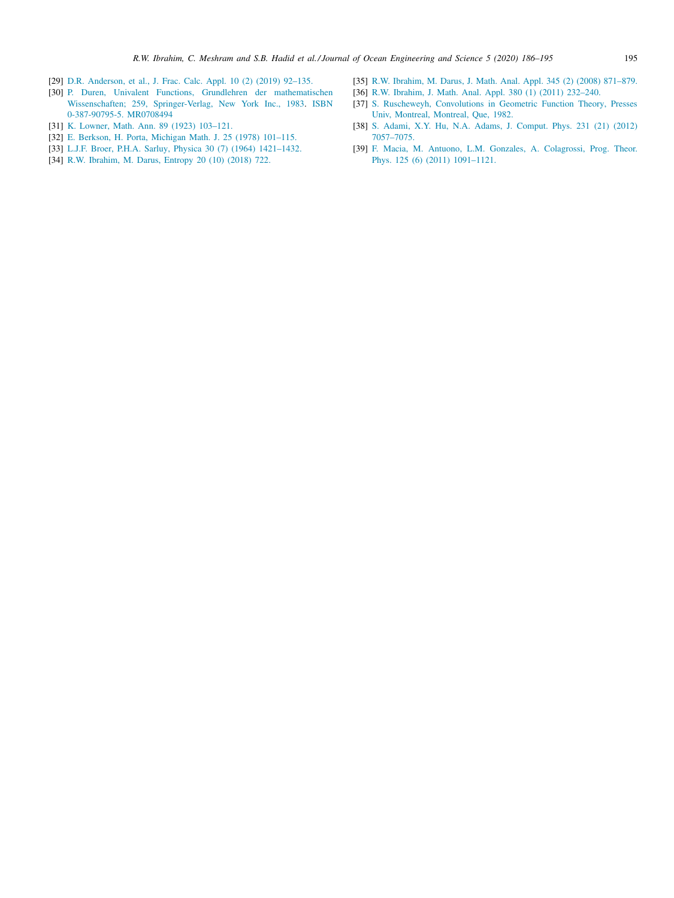[29] D.R. Anderson, et al., J. Frac. Calc. Appl. 10 (2) (2019) 92–135.

[30] P. Duren, Univalent Functions, Grundlehren der mathematischen Wissenschaften; 259, Springer-Verlag, New York Inc., 1983. ISBN 0-387-90795-5. MR0708494

[31] K. Lowner, Math. Ann. 89 (1923) 103–121.

[32] E. Berkson, H. Porta, Michigan Math. J. 25 (1978) 101–115.

[33] L.J.F. Broer, P.H.A. Sarluy, Physica 30 (7) (1964) 1421–1432.

[34] R.W. Ibrahim, M. Darus, Entropy 20 (10) (2018) 722.

[35] R.W. Ibrahim, M. Darus, J. Math. Anal. Appl. 345 (2) (2008) 871–879.

[36] R.W. Ibrahim, J. Math. Anal. Appl. 380 (1) (2011) 232–240.

[37] S. Ruscheweyh, Convolutions in Geometric Function Theory, Presses Univ, Montreal, Montreal, Que, 1982.

[38] S. Adami, X.Y. Hu, N.A. Adams, J. Comput. Phys. 231 (21) (2012) 7057–7075.

[39] F. Macia, M. Antuono, L.M. Gonzales, A. Colagrossi, Prog. Theor. Phys. 125 (6) (2011) 1091–1121.